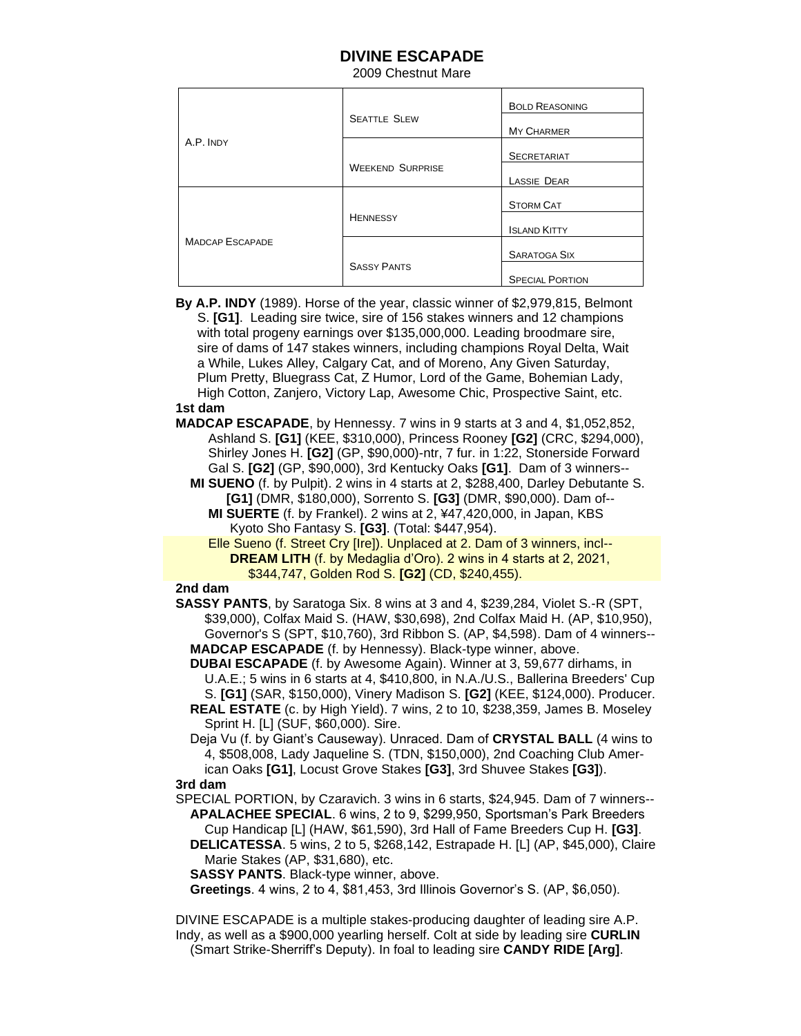# DIVINE ESCAPADE

2009 Chestnut Mare

| | | |
|---|---|---|
| A.P. INDY | SEATTLE SLEW | BOLD REASONING |
| | | MY CHARMER |
| | WEEKEND SURPRISE | SECRETARIAT |
| | | LASSIE DEAR |
| MADCAP ESCAPADE | HENNESSY | STORM CAT |
| | | ISLAND KITTY |
| | SASSY PANTS | SARATOGA SIX |
| | | SPECIAL PORTION |

**By A.P. INDY** (1989). Horse of the year, classic winner of $2,979,815, Belmont S. **[G1]**. Leading sire twice, sire of 156 stakes winners and 12 champions with total progeny earnings over $135,000,000. Leading broodmare sire, sire of dams of 147 stakes winners, including champions Royal Delta, Wait a While, Lukes Alley, Calgary Cat, and of Moreno, Any Given Saturday, Plum Pretty, Bluegrass Cat, Z Humor, Lord of the Game, Bohemian Lady, High Cotton, Zanjero, Victory Lap, Awesome Chic, Prospective Saint, etc.

**1st dam**

**MADCAP ESCAPADE**, by Hennessy. 7 wins in 9 starts at 3 and 4, $1,052,852, Ashland S. **[G1]** (KEE, $310,000), Princess Rooney **[G2]** (CRC, $294,000), Shirley Jones H. **[G2]** (GP, $90,000)-ntr, 7 fur. in 1:22, Stonerside Forward Gal S. **[G2]** (GP, $90,000), 3rd Kentucky Oaks **[G1]**. Dam of 3 winners--

**MI SUENO** (f. by Pulpit). 2 wins in 4 starts at 2, $288,400, Darley Debutante S. **[G1]** (DMR, $180,000), Sorrento S. **[G3]** (DMR, $90,000). Dam of--

**MI SUERTE** (f. by Frankel). 2 wins at 2, ¥47,420,000, in Japan, KBS Kyoto Sho Fantasy S. **[G3]**. (Total: $447,954).

Elle Sueno (f. Street Cry [Ire]). Unplaced at 2. Dam of 3 winners, incl--

**DREAM LITH** (f. by Medaglia d'Oro). 2 wins in 4 starts at 2, 2021, $344,747, Golden Rod S. **[G2]** (CD, $240,455).

**2nd dam**

**SASSY PANTS**, by Saratoga Six. 8 wins at 3 and 4, $239,284, Violet S.-R (SPT, $39,000), Colfax Maid S. (HAW, $30,698), 2nd Colfax Maid H. (AP, $10,950), Governor's S (SPT, $10,760), 3rd Ribbon S. (AP, $4,598). Dam of 4 winners--

**MADCAP ESCAPADE** (f. by Hennessy). Black-type winner, above.

**DUBAI ESCAPADE** (f. by Awesome Again). Winner at 3, 59,677 dirhams, in U.A.E.; 5 wins in 6 starts at 4, $410,800, in N.A./U.S., Ballerina Breeders' Cup S. **[G1]** (SAR, $150,000), Vinery Madison S. **[G2]** (KEE, $124,000). Producer.

**REAL ESTATE** (c. by High Yield). 7 wins, 2 to 10, $238,359, James B. Moseley Sprint H. [L] (SUF, $60,000). Sire.

Deja Vu (f. by Giant's Causeway). Unraced. Dam of **CRYSTAL BALL** (4 wins to 4, $508,008, Lady Jaqueline S. (TDN, $150,000), 2nd Coaching Club American Oaks **[G1]**, Locust Grove Stakes **[G3]**, 3rd Shuvee Stakes **[G3]**).

**3rd dam**

SPECIAL PORTION, by Czaravich. 3 wins in 6 starts, $24,945. Dam of 7 winners--

**APALACHEE SPECIAL**. 6 wins, 2 to 9, $299,950, Sportsman's Park Breeders Cup Handicap [L] (HAW, $61,590), 3rd Hall of Fame Breeders Cup H. **[G3]**.

**DELICATESSA**. 5 wins, 2 to 5, $268,142, Estrapade H. [L] (AP, $45,000), Claire Marie Stakes (AP, $31,680), etc.

**SASSY PANTS**. Black-type winner, above.

**Greetings**. 4 wins, 2 to 4, $81,453, 3rd Illinois Governor's S. (AP, $6,050).

DIVINE ESCAPADE is a multiple stakes-producing daughter of leading sire A.P. Indy, as well as a $900,000 yearling herself. Colt at side by leading sire **CURLIN** (Smart Strike-Sherriff's Deputy). In foal to leading sire **CANDY RIDE [Arg]**.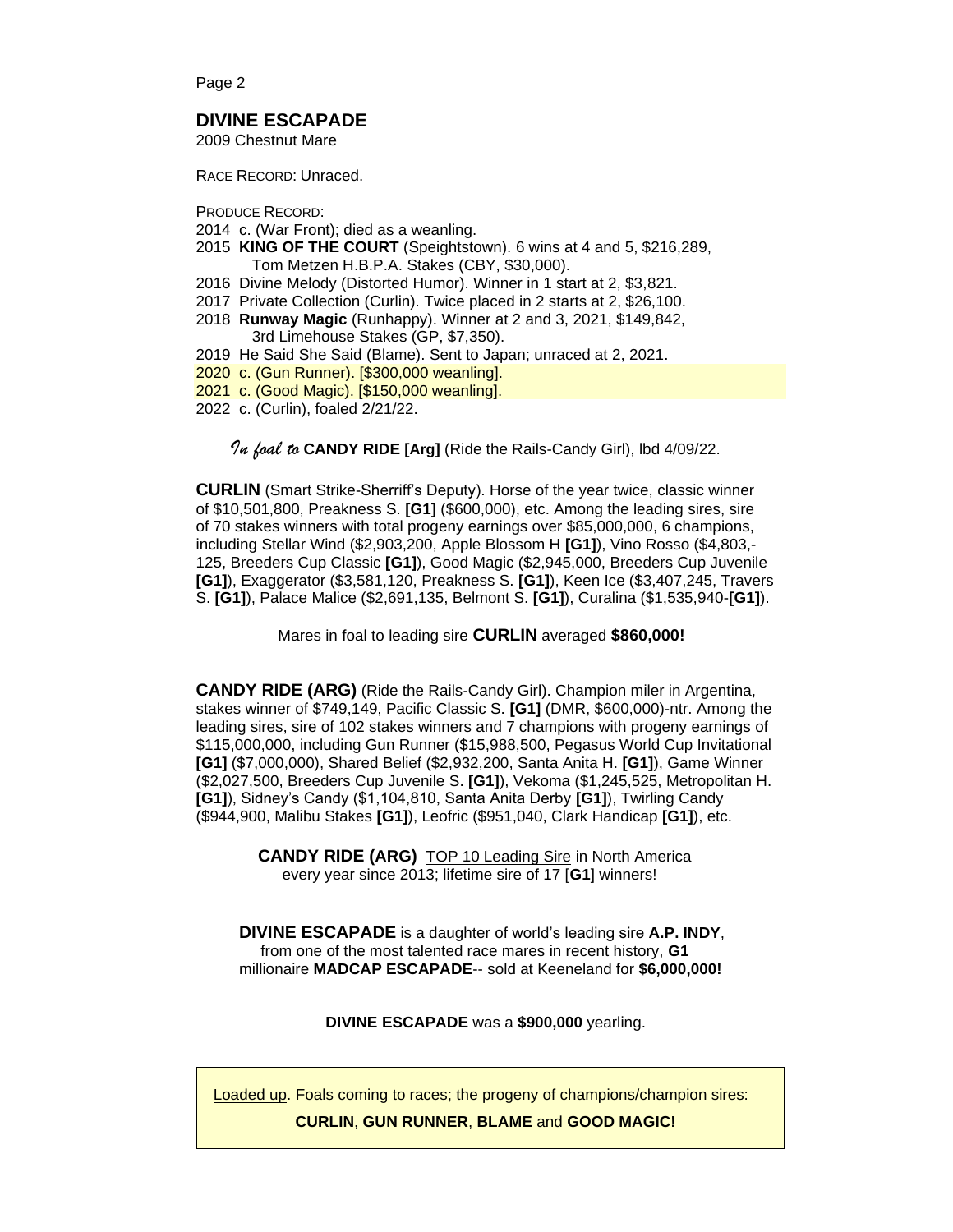## DIVINE ESCAPADE

2009 Chestnut Mare

RACE RECORD: Unraced.

PRODUCE RECORD:

2014 c. (War Front); died as a weanling.
2015 **KING OF THE COURT** (Speightstown). 6 wins at 4 and 5, $216,289, Tom Metzen H.B.P.A. Stakes (CBY, $30,000).
2016 Divine Melody (Distorted Humor). Winner in 1 start at 2, $3,821.
2017 Private Collection (Curlin). Twice placed in 2 starts at 2, $26,100.
2018 **Runway Magic** (Runhappy). Winner at 2 and 3, 2021, $149,842, 3rd Limehouse Stakes (GP, $7,350).
2019 He Said She Said (Blame). Sent to Japan; unraced at 2, 2021.
2020 c. (Gun Runner). [$300,000 weanling].
2021 c. (Good Magic). [$150,000 weanling].
2022 c. (Curlin), foaled 2/21/22.

*In foal to* **CANDY RIDE [Arg]** (Ride the Rails-Candy Girl), lbd 4/09/22.

**CURLIN** (Smart Strike-Sherriff's Deputy). Horse of the year twice, classic winner of $10,501,800, Preakness S. **[G1]** ($600,000), etc. Among the leading sires, sire of 70 stakes winners with total progeny earnings over $85,000,000, 6 champions, including Stellar Wind ($2,903,200, Apple Blossom H **[G1]**), Vino Rosso ($4,803,-125, Breeders Cup Classic **[G1]**), Good Magic ($2,945,000, Breeders Cup Juvenile **[G1]**), Exaggerator ($3,581,120, Preakness S. **[G1]**), Keen Ice ($3,407,245, Travers S. **[G1]**), Palace Malice ($2,691,135, Belmont S. **[G1]**), Curalina ($1,535,940-**[G1]**).

Mares in foal to leading sire **CURLIN** averaged **$860,000!**

**CANDY RIDE (ARG)** (Ride the Rails-Candy Girl). Champion miler in Argentina, stakes winner of $749,149, Pacific Classic S. **[G1]** (DMR, $600,000)-ntr. Among the leading sires, sire of 102 stakes winners and 7 champions with progeny earnings of $115,000,000, including Gun Runner ($15,988,500, Pegasus World Cup Invitational **[G1]** ($7,000,000), Shared Belief ($2,932,200, Santa Anita H. **[G1]**), Game Winner ($2,027,500, Breeders Cup Juvenile S. **[G1]**), Vekoma ($1,245,525, Metropolitan H. **[G1]**), Sidney's Candy ($1,104,810, Santa Anita Derby **[G1]**), Twirling Candy ($944,900, Malibu Stakes **[G1]**), Leofric ($951,040, Clark Handicap **[G1]**), etc.

**CANDY RIDE (ARG)** <u>TOP 10 Leading Sire</u> in North America every year since 2013; lifetime sire of 17 [**G1**] winners!

**DIVINE ESCAPADE** is a daughter of world's leading sire **A.P. INDY**, from one of the most talented race mares in recent history, **G1** millionaire **MADCAP ESCAPADE**-- sold at Keeneland for **$6,000,000!**

**DIVINE ESCAPADE** was a **$900,000** yearling.

<u>Loaded up</u>. Foals coming to races; the progeny of champions/champion sires:

**CURLIN**, **GUN RUNNER**, **BLAME** and **GOOD MAGIC!**